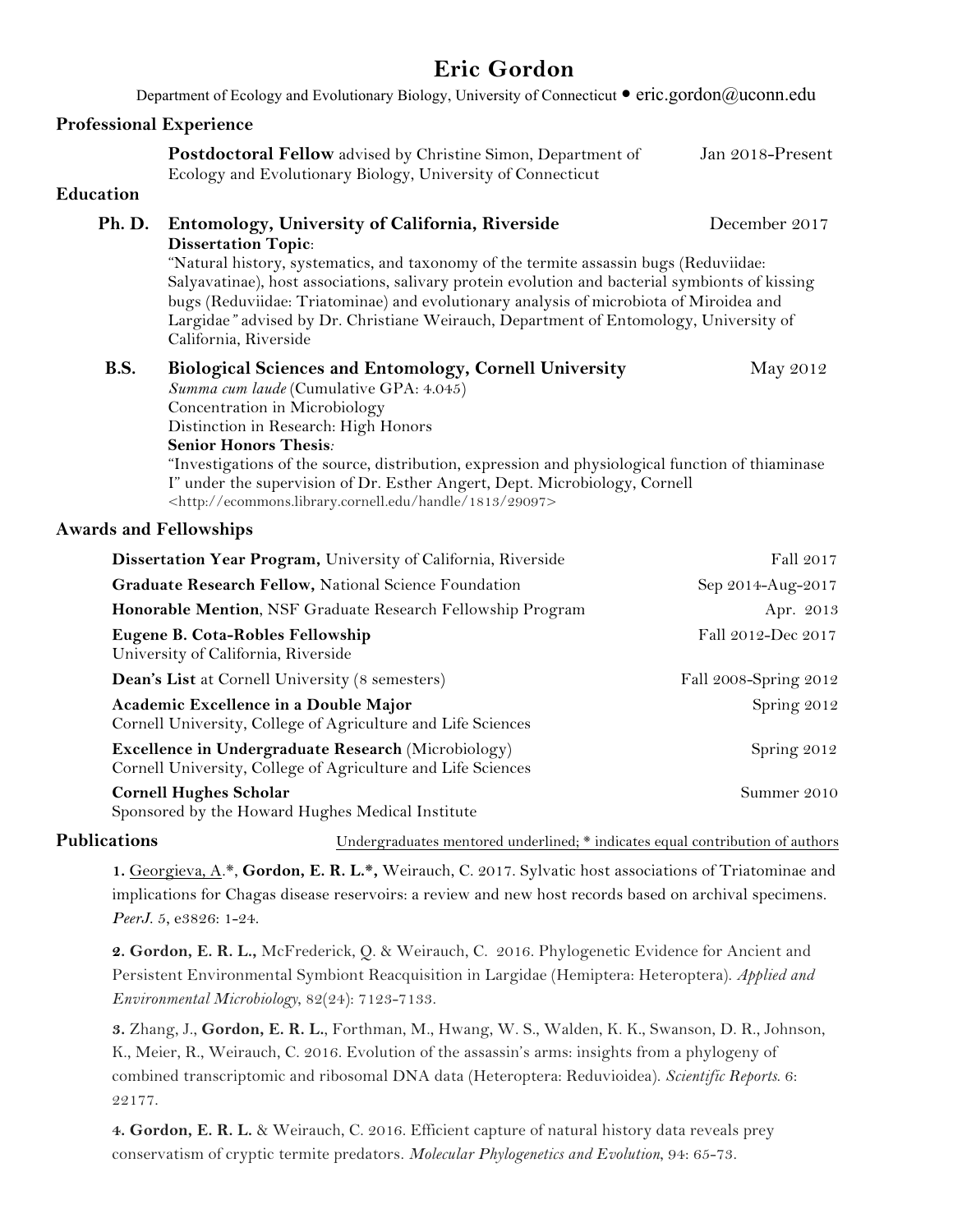# Eric Gordon

Department of Ecology and Evolutionary Biology, University of Connecticut • eric.gordon@uconn.edu

## Professional Experience

**Postdoctoral Fellow** advised by Christine Simon, Department of Ecology and Evolutionary Biology, University of Connecticut — Jan 2018-Present

## Education

**Ph. D.** **Entomology, University of California, Riverside** — December 2017
**Dissertation Topic**:
"Natural history, systematics, and taxonomy of the termite assassin bugs (Reduviidae: Salyavatinae), host associations, salivary protein evolution and bacterial symbionts of kissing bugs (Reduviidae: Triatominae) and evolutionary analysis of microbiota of Miroidea and Largidae" advised by Dr. Christiane Weirauch, Department of Entomology, University of California, Riverside

**B.S.** **Biological Sciences and Entomology, Cornell University** — May 2012
*Summa cum laude* (Cumulative GPA: 4.045)
Concentration in Microbiology
Distinction in Research: High Honors
**Senior Honors Thesis**:
"Investigations of the source, distribution, expression and physiological function of thiaminase I" under the supervision of Dr. Esther Angert, Dept. Microbiology, Cornell
<http://ecommons.library.cornell.edu/handle/1813/29097>

## Awards and Fellowships

- **Dissertation Year Program,** University of California, Riverside — Fall 2017
- **Graduate Research Fellow,** National Science Foundation — Sep 2014-Aug-2017
- **Honorable Mention**, NSF Graduate Research Fellowship Program — Apr. 2013
- **Eugene B. Cota-Robles Fellowship**, University of California, Riverside — Fall 2012-Dec 2017
- **Dean's List** at Cornell University (8 semesters) — Fall 2008-Spring 2012
- **Academic Excellence in a Double Major**, Cornell University, College of Agriculture and Life Sciences — Spring 2012
- **Excellence in Undergraduate Research** (Microbiology), Cornell University, College of Agriculture and Life Sciences — Spring 2012
- **Cornell Hughes Scholar**, Sponsored by the Howard Hughes Medical Institute — Summer 2010

## Publications

Undergraduates mentored underlined; * indicates equal contribution of authors

**1.** <u>Georgieva, A</u>.*, **Gordon, E. R. L.*,** Weirauch, C. 2017. Sylvatic host associations of Triatominae and implications for Chagas disease reservoirs: a review and new host records based on archival specimens. *PeerJ.* 5, e3826: 1-24.

**2. Gordon, E. R. L.,** McFrederick, Q. & Weirauch, C. 2016. Phylogenetic Evidence for Ancient and Persistent Environmental Symbiont Reacquisition in Largidae (Hemiptera: Heteroptera). *Applied and Environmental Microbiology*, 82(24): 7123-7133.

**3.** Zhang, J., **Gordon, E. R. L.**, Forthman, M., Hwang, W. S., Walden, K. K., Swanson, D. R., Johnson, K., Meier, R., Weirauch, C. 2016. Evolution of the assassin's arms: insights from a phylogeny of combined transcriptomic and ribosomal DNA data (Heteroptera: Reduvioidea). *Scientific Reports*. 6: 22177.

**4. Gordon, E. R. L.** & Weirauch, C. 2016. Efficient capture of natural history data reveals prey conservatism of cryptic termite predators. *Molecular Phylogenetics and Evolution*, 94: 65-73.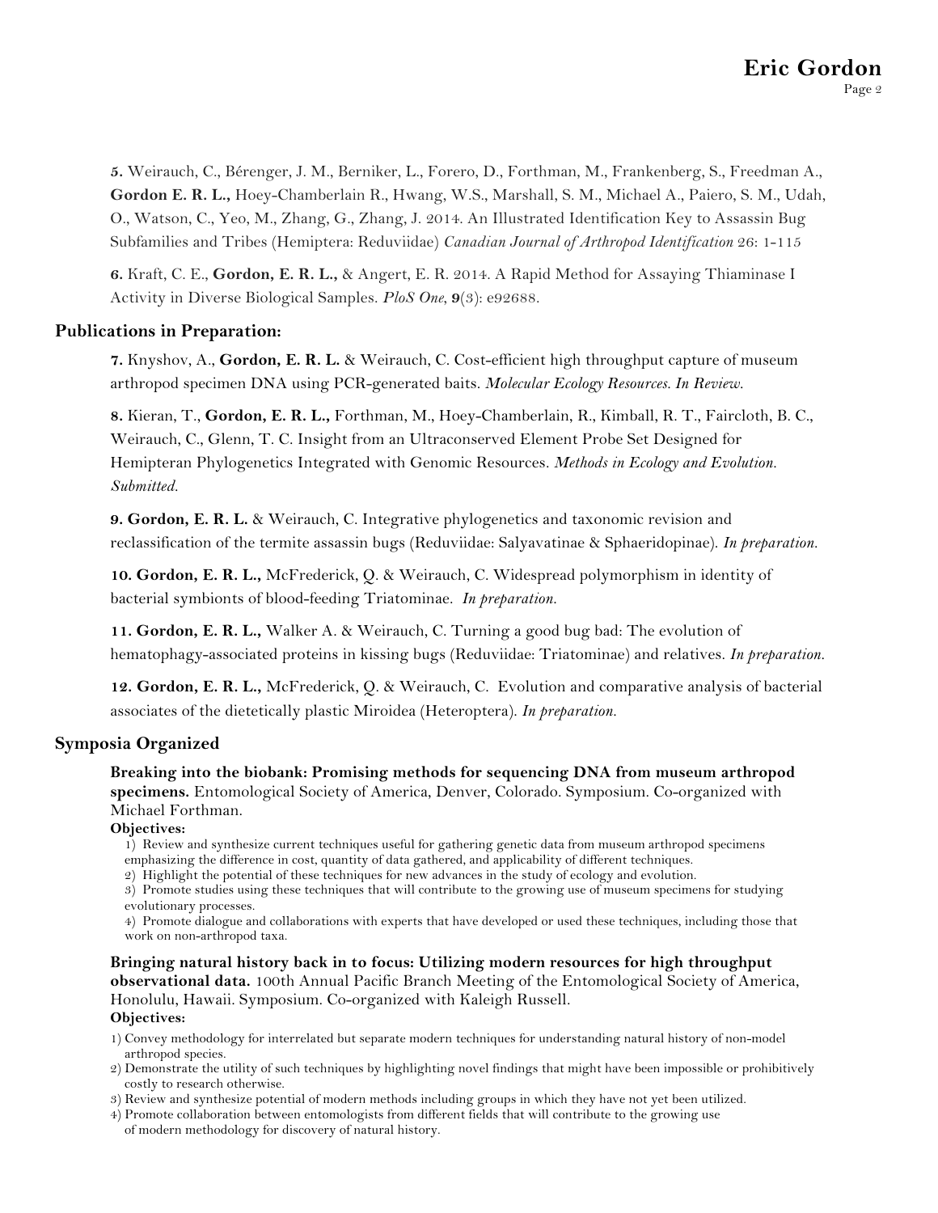**5.** Weirauch, C., Bérenger, J. M., Berniker, L., Forero, D., Forthman, M., Frankenberg, S., Freedman A., **Gordon E. R. L.,** Hoey-Chamberlain R., Hwang, W.S., Marshall, S. M., Michael A., Paiero, S. M., Udah, O., Watson, C., Yeo, M., Zhang, G., Zhang, J. 2014. An Illustrated Identification Key to Assassin Bug Subfamilies and Tribes (Hemiptera: Reduviidae) *Canadian Journal of Arthropod Identification* 26: 1-115

**6.** Kraft, C. E., **Gordon, E. R. L.,** & Angert, E. R. 2014. A Rapid Method for Assaying Thiaminase I Activity in Diverse Biological Samples. *PloS One*, **9**(3): e92688.

## Publications in Preparation:

**7.** Knyshov, A., **Gordon, E. R. L.** & Weirauch, C. Cost-efficient high throughput capture of museum arthropod specimen DNA using PCR-generated baits. *Molecular Ecology Resources. In Review.*

**8.** Kieran, T., **Gordon, E. R. L.,** Forthman, M., Hoey-Chamberlain, R., Kimball, R. T., Faircloth, B. C., Weirauch, C., Glenn, T. C. Insight from an Ultraconserved Element Probe Set Designed for Hemipteran Phylogenetics Integrated with Genomic Resources. *Methods in Ecology and Evolution. Submitted.*

**9. Gordon, E. R. L.** & Weirauch, C. Integrative phylogenetics and taxonomic revision and reclassification of the termite assassin bugs (Reduviidae: Salyavatinae & Sphaeridopinae). *In preparation.*

**10. Gordon, E. R. L.,** McFrederick, Q. & Weirauch, C. Widespread polymorphism in identity of bacterial symbionts of blood-feeding Triatominae. *In preparation.*

**11. Gordon, E. R. L.,** Walker A. & Weirauch, C. Turning a good bug bad: The evolution of hematophagy-associated proteins in kissing bugs (Reduviidae: Triatominae) and relatives. *In preparation.*

**12. Gordon, E. R. L.,** McFrederick, Q. & Weirauch, C. Evolution and comparative analysis of bacterial associates of the dietetically plastic Miroidea (Heteroptera). *In preparation.*

## Symposia Organized

**Breaking into the biobank: Promising methods for sequencing DNA from museum arthropod specimens.** Entomological Society of America, Denver, Colorado. Symposium. Co-organized with Michael Forthman.

**Objectives:**

1) Review and synthesize current techniques useful for gathering genetic data from museum arthropod specimens emphasizing the difference in cost, quantity of data gathered, and applicability of different techniques.
2) Highlight the potential of these techniques for new advances in the study of ecology and evolution.
3) Promote studies using these techniques that will contribute to the growing use of museum specimens for studying evolutionary processes.
4) Promote dialogue and collaborations with experts that have developed or used these techniques, including those that work on non-arthropod taxa.

**Bringing natural history back in to focus: Utilizing modern resources for high throughput observational data.** 100th Annual Pacific Branch Meeting of the Entomological Society of America, Honolulu, Hawaii. Symposium. Co-organized with Kaleigh Russell.

**Objectives:**

1) Convey methodology for interrelated but separate modern techniques for understanding natural history of non-model arthropod species.
2) Demonstrate the utility of such techniques by highlighting novel findings that might have been impossible or prohibitively costly to research otherwise.
3) Review and synthesize potential of modern methods including groups in which they have not yet been utilized.
4) Promote collaboration between entomologists from different fields that will contribute to the growing use of modern methodology for discovery of natural history.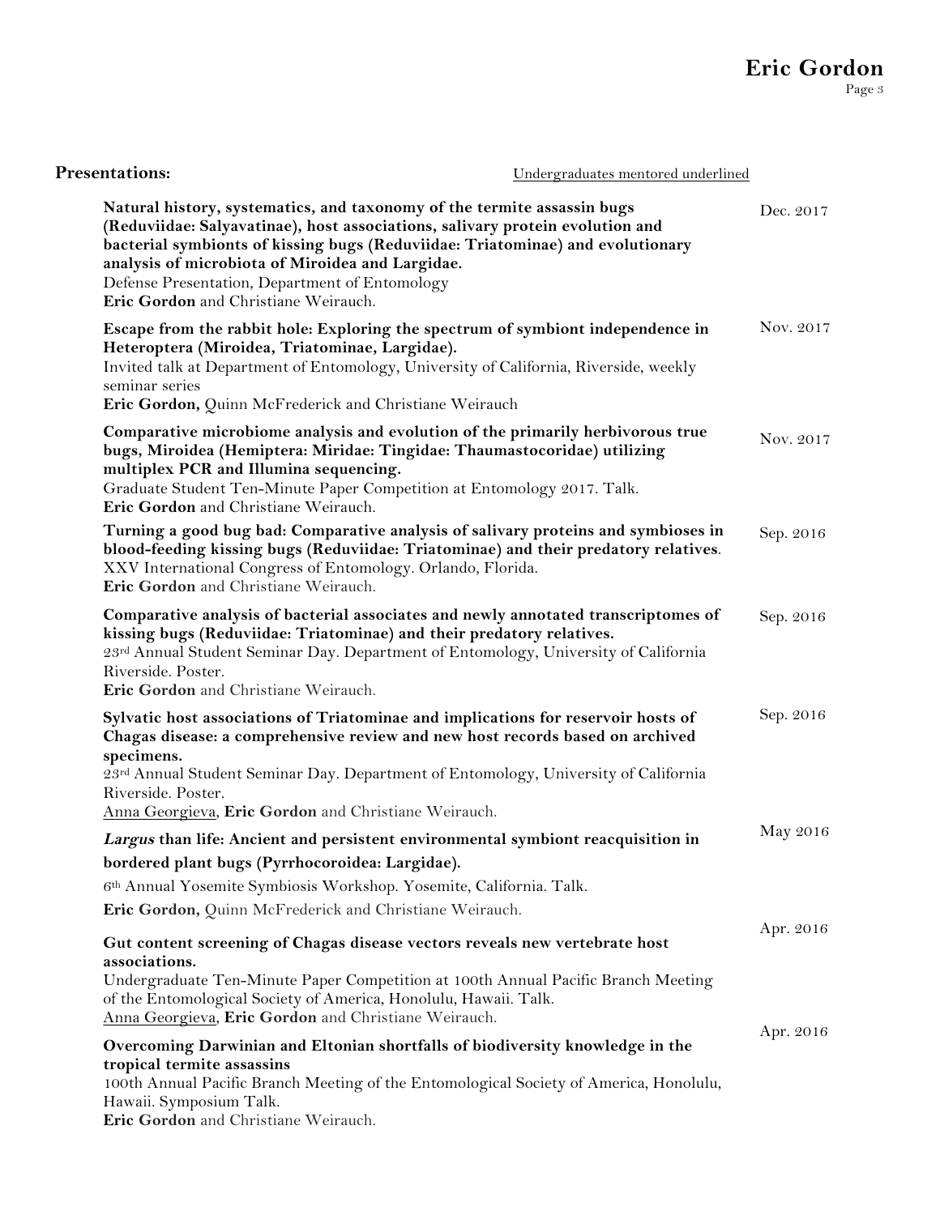## Presentations:

<u>Undergraduates mentored underlined</u>

**Natural history, systematics, and taxonomy of the termite assassin bugs (Reduviidae: Salyavatinae), host associations, salivary protein evolution and bacterial symbionts of kissing bugs (Reduviidae: Triatominae) and evolutionary analysis of microbiota of Miroidea and Largidae.** — Dec. 2017
Defense Presentation, Department of Entomology
**Eric Gordon** and Christiane Weirauch.

**Escape from the rabbit hole: Exploring the spectrum of symbiont independence in Heteroptera (Miroidea, Triatominae, Largidae).** — Nov. 2017
Invited talk at Department of Entomology, University of California, Riverside, weekly seminar series
**Eric Gordon,** Quinn McFrederick and Christiane Weirauch

**Comparative microbiome analysis and evolution of the primarily herbivorous true bugs, Miroidea (Hemiptera: Miridae: Tingidae: Thaumastocoridae) utilizing multiplex PCR and Illumina sequencing.** — Nov. 2017
Graduate Student Ten-Minute Paper Competition at Entomology 2017. Talk.
**Eric Gordon** and Christiane Weirauch.

**Turning a good bug bad: Comparative analysis of salivary proteins and symbioses in blood-feeding kissing bugs (Reduviidae: Triatominae) and their predatory relatives**. — Sep. 2016
XXV International Congress of Entomology. Orlando, Florida.
**Eric Gordon** and Christiane Weirauch.

**Comparative analysis of bacterial associates and newly annotated transcriptomes of kissing bugs (Reduviidae: Triatominae) and their predatory relatives.** — Sep. 2016
23rd Annual Student Seminar Day. Department of Entomology, University of California Riverside. Poster.
**Eric Gordon** and Christiane Weirauch.

**Sylvatic host associations of Triatominae and implications for reservoir hosts of Chagas disease: a comprehensive review and new host records based on archived specimens.** — Sep. 2016
23rd Annual Student Seminar Day. Department of Entomology, University of California Riverside. Poster.
<u>Anna Georgieva</u>, **Eric Gordon** and Christiane Weirauch.

***Largus* than life: Ancient and persistent environmental symbiont reacquisition in bordered plant bugs (Pyrrhocoroidea: Largidae).** — May 2016
6th Annual Yosemite Symbiosis Workshop. Yosemite, California. Talk.
**Eric Gordon,** Quinn McFrederick and Christiane Weirauch.

**Gut content screening of Chagas disease vectors reveals new vertebrate host associations.** — Apr. 2016
Undergraduate Ten-Minute Paper Competition at 100th Annual Pacific Branch Meeting of the Entomological Society of America, Honolulu, Hawaii. Talk.
<u>Anna Georgieva</u>, **Eric Gordon** and Christiane Weirauch.

**Overcoming Darwinian and Eltonian shortfalls of biodiversity knowledge in the tropical termite assassins** — Apr. 2016
100th Annual Pacific Branch Meeting of the Entomological Society of America, Honolulu, Hawaii. Symposium Talk.
**Eric Gordon** and Christiane Weirauch.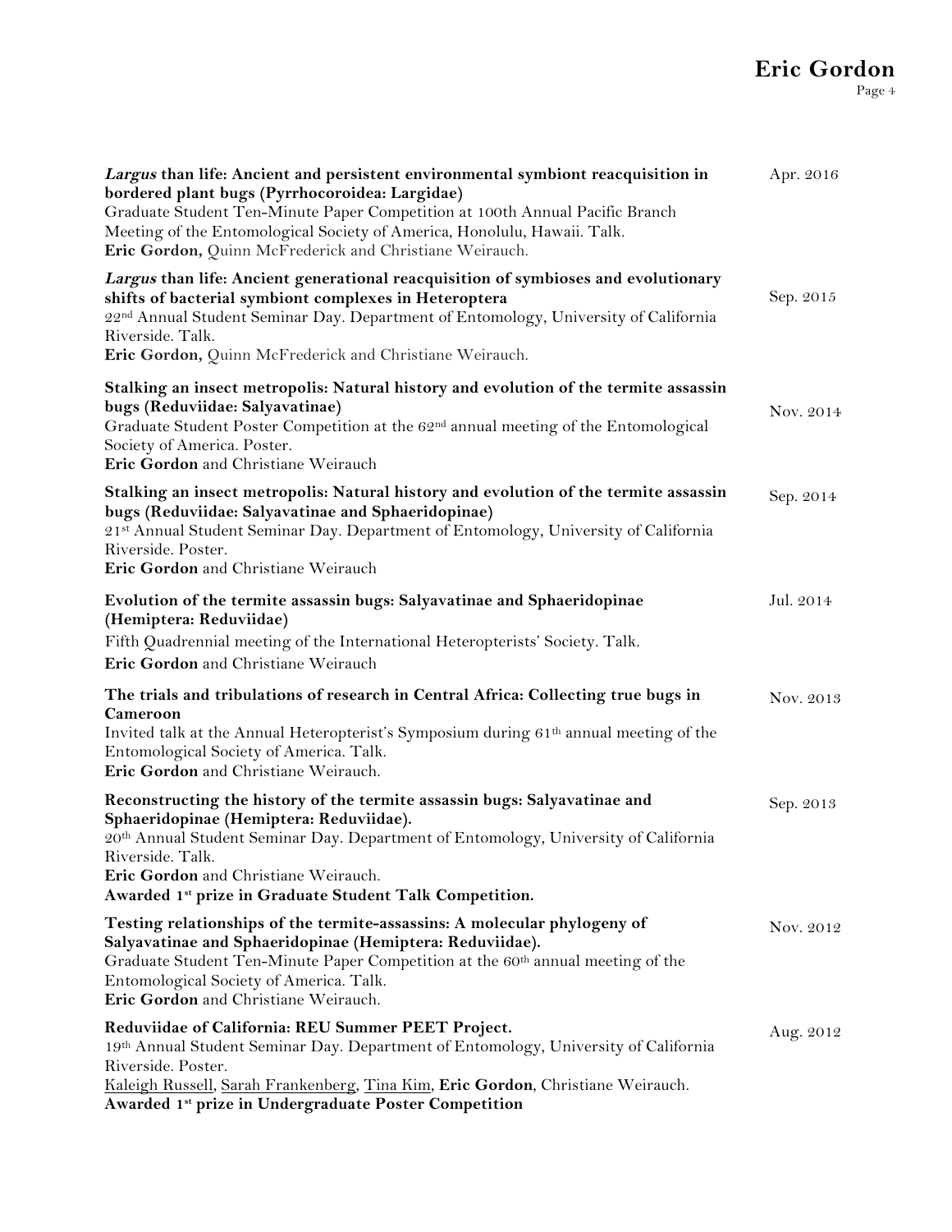***Largus* than life: Ancient and persistent environmental symbiont reacquisition in bordered plant bugs (Pyrrhocoroidea: Largidae)** — Apr. 2016
Graduate Student Ten-Minute Paper Competition at 100th Annual Pacific Branch Meeting of the Entomological Society of America, Honolulu, Hawaii. Talk.
**Eric Gordon,** Quinn McFrederick and Christiane Weirauch.

***Largus* than life: Ancient generational reacquisition of symbioses and evolutionary shifts of bacterial symbiont complexes in Heteroptera** — Sep. 2015
22nd Annual Student Seminar Day. Department of Entomology, University of California Riverside. Talk.
**Eric Gordon,** Quinn McFrederick and Christiane Weirauch.

**Stalking an insect metropolis: Natural history and evolution of the termite assassin bugs (Reduviidae: Salyavatinae)** — Nov. 2014
Graduate Student Poster Competition at the 62nd annual meeting of the Entomological Society of America. Poster.
**Eric Gordon** and Christiane Weirauch

**Stalking an insect metropolis: Natural history and evolution of the termite assassin bugs (Reduviidae: Salyavatinae and Sphaeridopinae)** — Sep. 2014
21st Annual Student Seminar Day. Department of Entomology, University of California Riverside. Poster.
**Eric Gordon** and Christiane Weirauch

**Evolution of the termite assassin bugs: Salyavatinae and Sphaeridopinae (Hemiptera: Reduviidae)** — Jul. 2014
Fifth Quadrennial meeting of the International Heteropterists' Society. Talk.
**Eric Gordon** and Christiane Weirauch

**The trials and tribulations of research in Central Africa: Collecting true bugs in Cameroon** — Nov. 2013
Invited talk at the Annual Heteropterist's Symposium during 61th annual meeting of the Entomological Society of America. Talk.
**Eric Gordon** and Christiane Weirauch.

**Reconstructing the history of the termite assassin bugs: Salyavatinae and Sphaeridopinae (Hemiptera: Reduviidae).** — Sep. 2013
20th Annual Student Seminar Day. Department of Entomology, University of California Riverside. Talk.
**Eric Gordon** and Christiane Weirauch.
**Awarded 1st prize in Graduate Student Talk Competition.**

**Testing relationships of the termite-assassins: A molecular phylogeny of Salyavatinae and Sphaeridopinae (Hemiptera: Reduviidae).** — Nov. 2012
Graduate Student Ten-Minute Paper Competition at the 60th annual meeting of the Entomological Society of America. Talk.
**Eric Gordon** and Christiane Weirauch.

**Reduviidae of California: REU Summer PEET Project.** — Aug. 2012
19th Annual Student Seminar Day. Department of Entomology, University of California Riverside. Poster.
Kaleigh Russell, Sarah Frankenberg, Tina Kim, **Eric Gordon**, Christiane Weirauch.
**Awarded 1st prize in Undergraduate Poster Competition**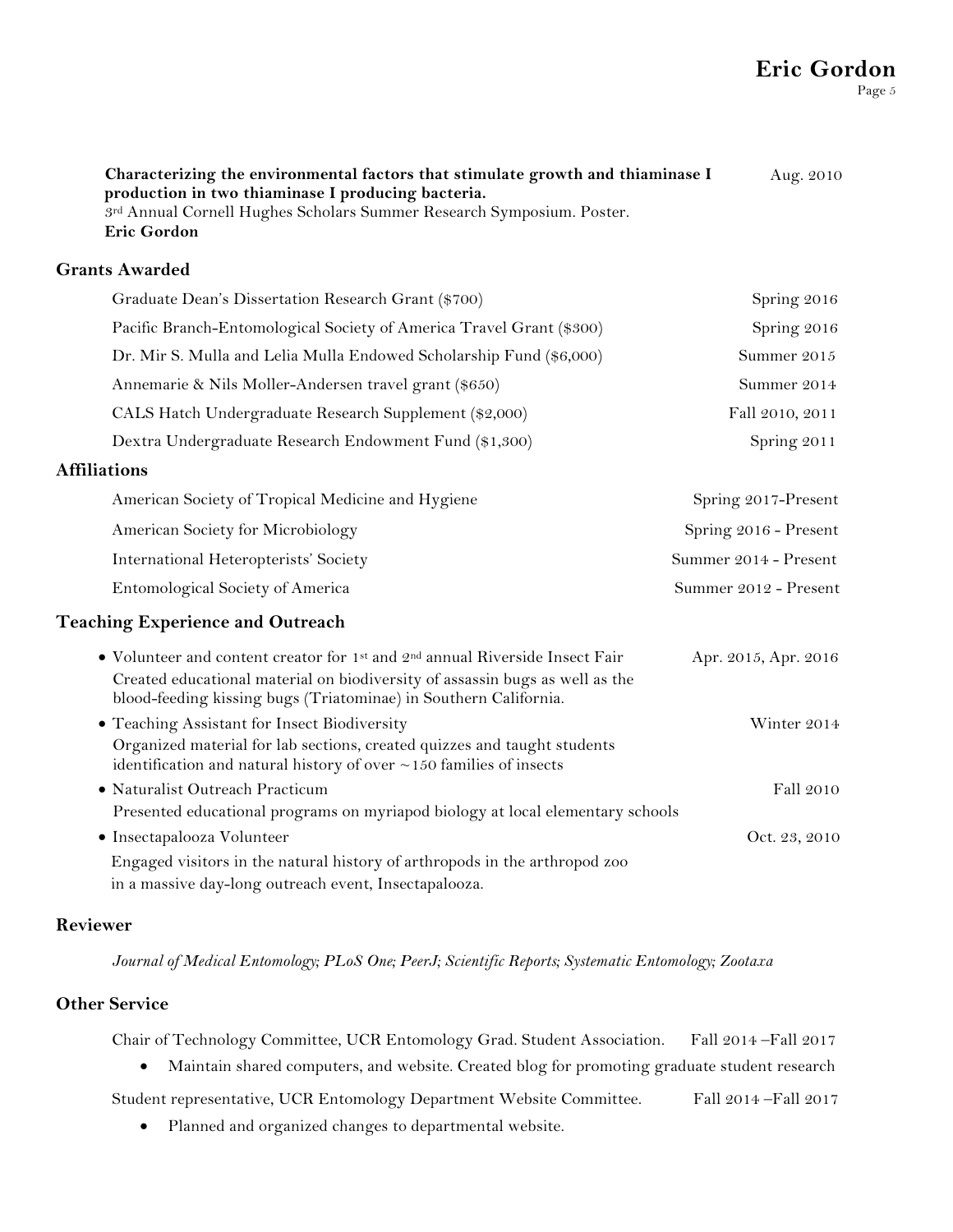**Characterizing the environmental factors that stimulate growth and thiaminase I production in two thiaminase I producing bacteria.** Aug. 2010
3rd Annual Cornell Hughes Scholars Summer Research Symposium. Poster.
**Eric Gordon**

## Grants Awarded

Graduate Dean's Dissertation Research Grant ($700) Spring 2016

Pacific Branch-Entomological Society of America Travel Grant ($300) Spring 2016

Dr. Mir S. Mulla and Lelia Mulla Endowed Scholarship Fund ($6,000) Summer 2015

Annemarie & Nils Moller-Andersen travel grant ($650) Summer 2014

CALS Hatch Undergraduate Research Supplement ($2,000) Fall 2010, 2011

Dextra Undergraduate Research Endowment Fund ($1,300) Spring 2011

## Affiliations

American Society of Tropical Medicine and Hygiene Spring 2017-Present

American Society for Microbiology Spring 2016 - Present

International Heteropterists' Society Summer 2014 - Present

Entomological Society of America Summer 2012 - Present

## Teaching Experience and Outreach

- Volunteer and content creator for 1st and 2nd annual Riverside Insect Fair Apr. 2015, Apr. 2016
  Created educational material on biodiversity of assassin bugs as well as the blood-feeding kissing bugs (Triatominae) in Southern California.
- Teaching Assistant for Insect Biodiversity Winter 2014
  Organized material for lab sections, created quizzes and taught students identification and natural history of over ~150 families of insects
- Naturalist Outreach Practicum Fall 2010
  Presented educational programs on myriapod biology at local elementary schools
- Insectapalooza Volunteer Oct. 23, 2010
  Engaged visitors in the natural history of arthropods in the arthropod zoo in a massive day-long outreach event, Insectapalooza.

## Reviewer

*Journal of Medical Entomology; PLoS One; PeerJ; Scientific Reports; Systematic Entomology; Zootaxa*

## Other Service

Chair of Technology Committee, UCR Entomology Grad. Student Association. Fall 2014 –Fall 2017

- Maintain shared computers, and website. Created blog for promoting graduate student research

Student representative, UCR Entomology Department Website Committee. Fall 2014 –Fall 2017

- Planned and organized changes to departmental website.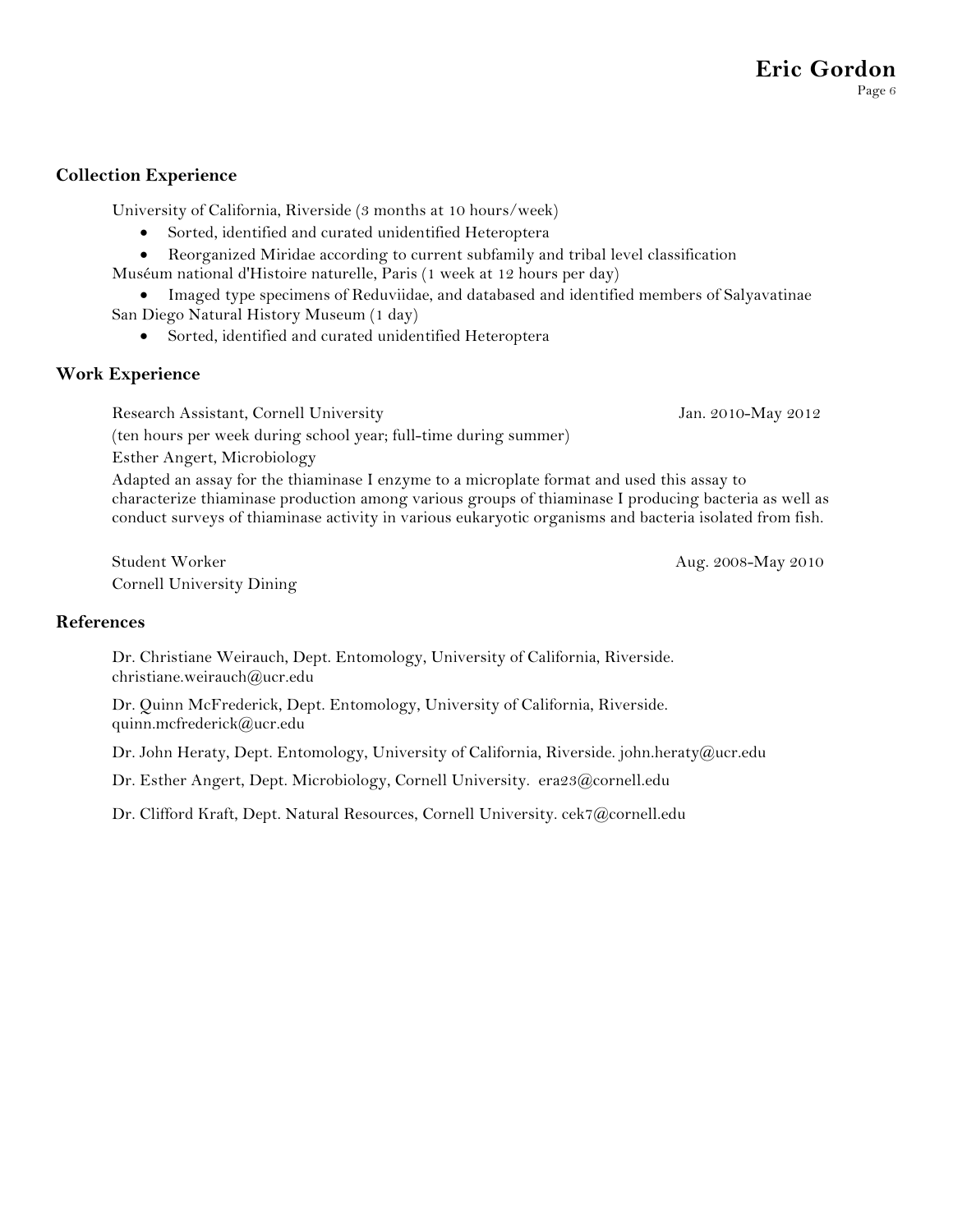## Collection Experience

University of California, Riverside (3 months at 10 hours/week)

- Sorted, identified and curated unidentified Heteroptera
- Reorganized Miridae according to current subfamily and tribal level classification

Muséum national d'Histoire naturelle, Paris (1 week at 12 hours per day)

- Imaged type specimens of Reduviidae, and databased and identified members of Salyavatinae

San Diego Natural History Museum (1 day)

- Sorted, identified and curated unidentified Heteroptera

## Work Experience

Research Assistant, Cornell University — Jan. 2010-May 2012
(ten hours per week during school year; full-time during summer)
Esther Angert, Microbiology
Adapted an assay for the thiaminase I enzyme to a microplate format and used this assay to characterize thiaminase production among various groups of thiaminase I producing bacteria as well as conduct surveys of thiaminase activity in various eukaryotic organisms and bacteria isolated from fish.

Student Worker — Aug. 2008-May 2010
Cornell University Dining

## References

Dr. Christiane Weirauch, Dept. Entomology, University of California, Riverside. christiane.weirauch@ucr.edu

Dr. Quinn McFrederick, Dept. Entomology, University of California, Riverside. quinn.mcfrederick@ucr.edu

Dr. John Heraty, Dept. Entomology, University of California, Riverside. john.heraty@ucr.edu

Dr. Esther Angert, Dept. Microbiology, Cornell University. era23@cornell.edu

Dr. Clifford Kraft, Dept. Natural Resources, Cornell University. cek7@cornell.edu